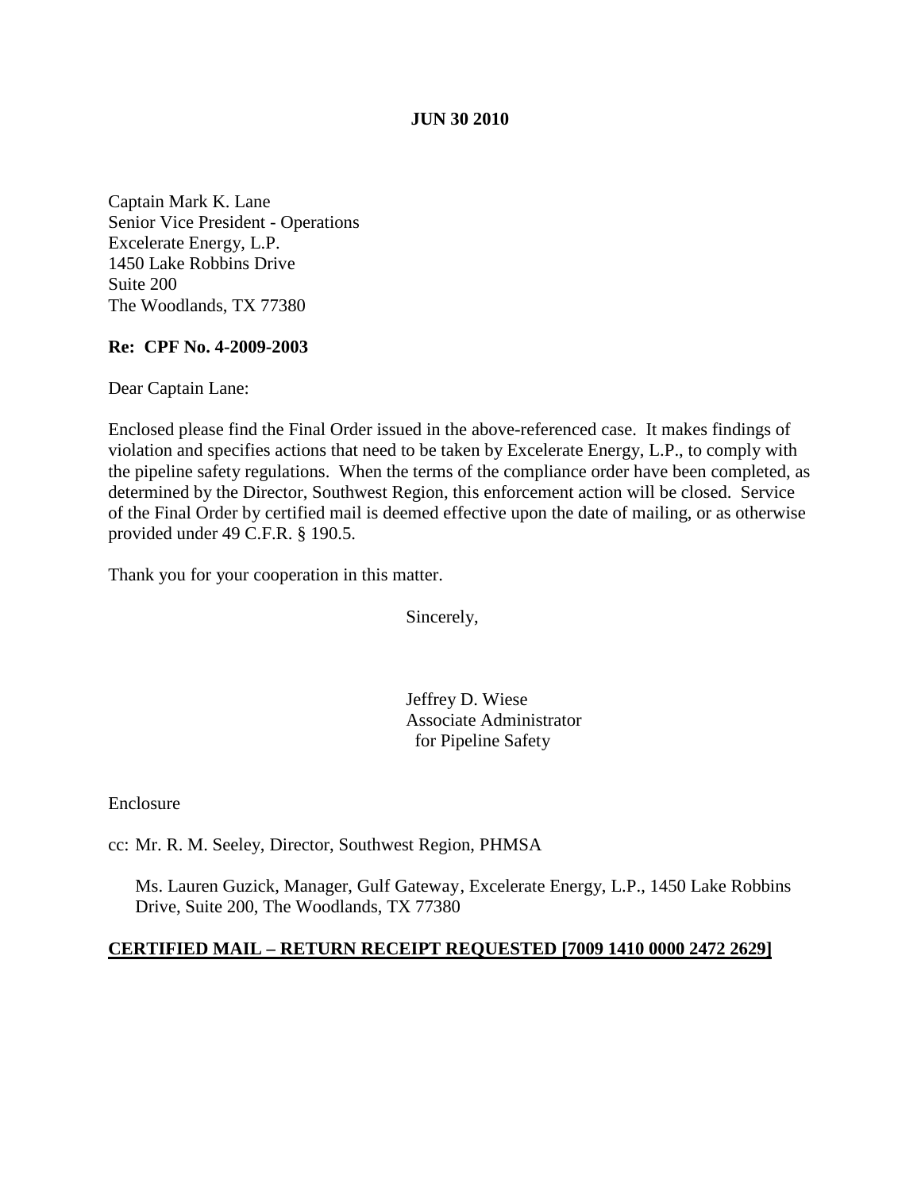**JUN 30 2010**

Captain Mark K. Lane
Senior Vice President - Operations
Excelerate Energy, L.P.
1450 Lake Robbins Drive
Suite 200
The Woodlands, TX 77380

**Re: CPF No. 4-2009-2003**

Dear Captain Lane:

Enclosed please find the Final Order issued in the above-referenced case. It makes findings of violation and specifies actions that need to be taken by Excelerate Energy, L.P., to comply with the pipeline safety regulations. When the terms of the compliance order have been completed, as determined by the Director, Southwest Region, this enforcement action will be closed. Service of the Final Order by certified mail is deemed effective upon the date of mailing, or as otherwise provided under 49 C.F.R. § 190.5.

Thank you for your cooperation in this matter.

Sincerely,

Jeffrey D. Wiese
Associate Administrator
for Pipeline Safety

Enclosure

cc: Mr. R. M. Seeley, Director, Southwest Region, PHMSA

Ms. Lauren Guzick, Manager, Gulf Gateway, Excelerate Energy, L.P., 1450 Lake Robbins Drive, Suite 200, The Woodlands, TX 77380

**CERTIFIED MAIL – RETURN RECEIPT REQUESTED [7009 1410 0000 2472 2629]**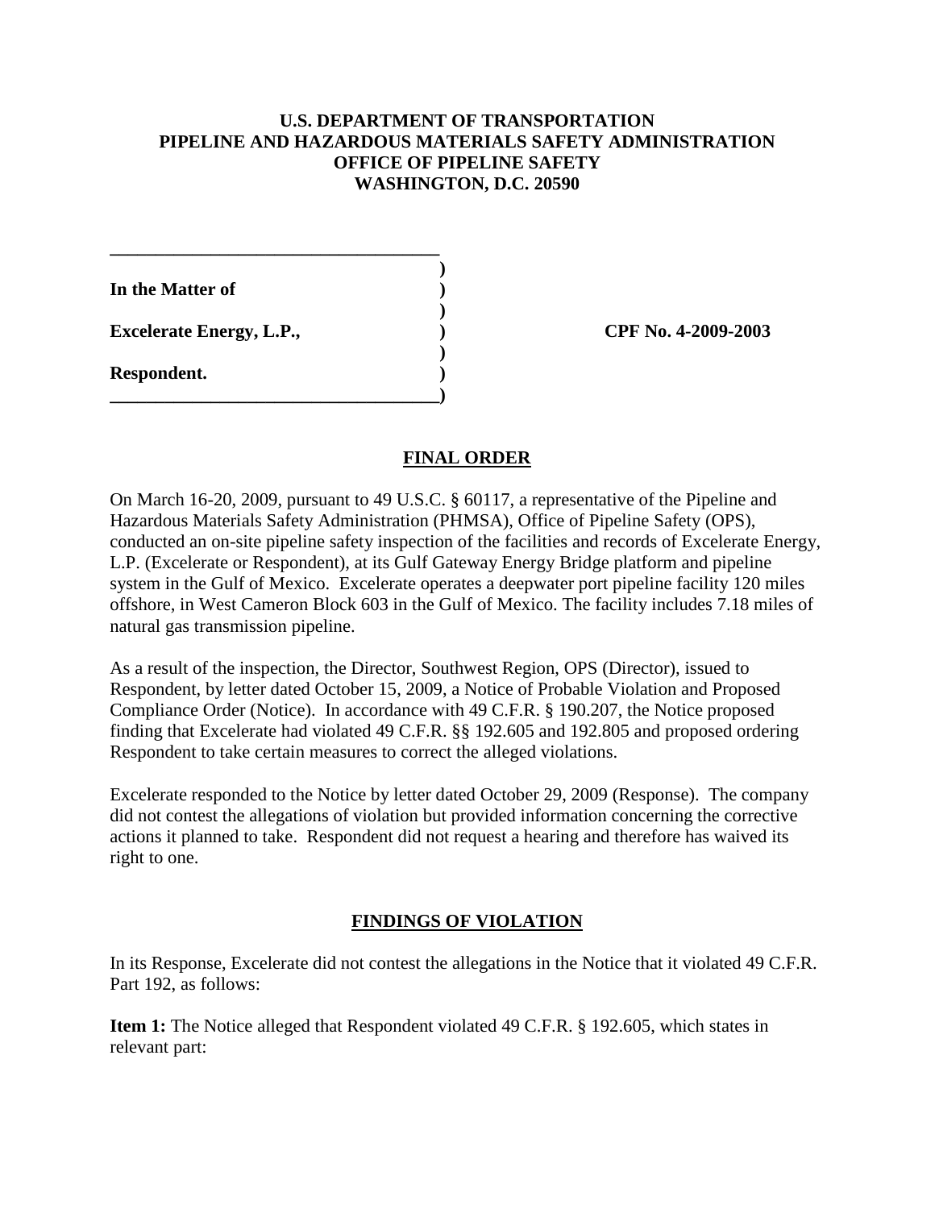**U.S. DEPARTMENT OF TRANSPORTATION**
**PIPELINE AND HAZARDOUS MATERIALS SAFETY ADMINISTRATION**
**OFFICE OF PIPELINE SAFETY**
**WASHINGTON, D.C. 20590**

| | | |
|---|---|---|
| **In the Matter of** | ) | |
| | ) | |
| **Excelerate Energy, L.P.,** | ) | **CPF No. 4-2009-2003** |
| | ) | |
| **Respondent.** | ) | |

## FINAL ORDER

On March 16-20, 2009, pursuant to 49 U.S.C. § 60117, a representative of the Pipeline and Hazardous Materials Safety Administration (PHMSA), Office of Pipeline Safety (OPS), conducted an on-site pipeline safety inspection of the facilities and records of Excelerate Energy, L.P. (Excelerate or Respondent), at its Gulf Gateway Energy Bridge platform and pipeline system in the Gulf of Mexico. Excelerate operates a deepwater port pipeline facility 120 miles offshore, in West Cameron Block 603 in the Gulf of Mexico. The facility includes 7.18 miles of natural gas transmission pipeline.

As a result of the inspection, the Director, Southwest Region, OPS (Director), issued to Respondent, by letter dated October 15, 2009, a Notice of Probable Violation and Proposed Compliance Order (Notice). In accordance with 49 C.F.R. § 190.207, the Notice proposed finding that Excelerate had violated 49 C.F.R. §§ 192.605 and 192.805 and proposed ordering Respondent to take certain measures to correct the alleged violations.

Excelerate responded to the Notice by letter dated October 29, 2009 (Response). The company did not contest the allegations of violation but provided information concerning the corrective actions it planned to take. Respondent did not request a hearing and therefore has waived its right to one.

## FINDINGS OF VIOLATION

In its Response, Excelerate did not contest the allegations in the Notice that it violated 49 C.F.R. Part 192, as follows:

**Item 1:** The Notice alleged that Respondent violated 49 C.F.R. § 192.605, which states in relevant part: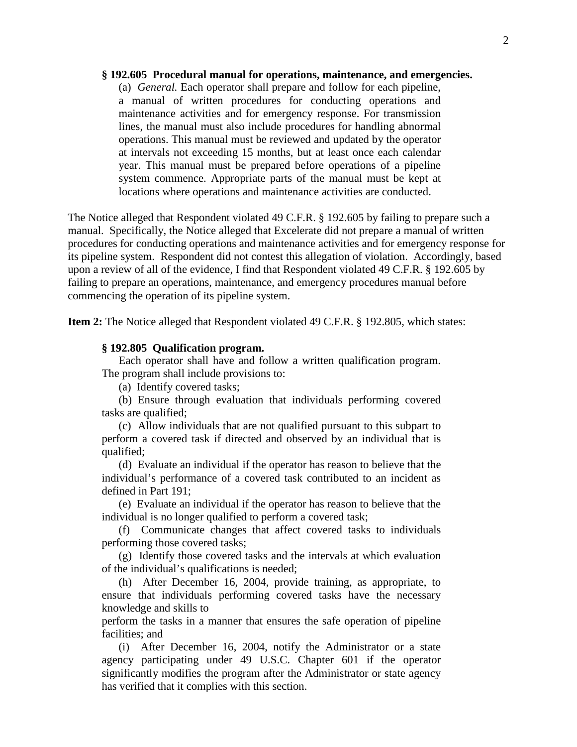**§ 192.605 Procedural manual for operations, maintenance, and emergencies.**

(a) *General.* Each operator shall prepare and follow for each pipeline, a manual of written procedures for conducting operations and maintenance activities and for emergency response. For transmission lines, the manual must also include procedures for handling abnormal operations. This manual must be reviewed and updated by the operator at intervals not exceeding 15 months, but at least once each calendar year. This manual must be prepared before operations of a pipeline system commence. Appropriate parts of the manual must be kept at locations where operations and maintenance activities are conducted.

The Notice alleged that Respondent violated 49 C.F.R. § 192.605 by failing to prepare such a manual. Specifically, the Notice alleged that Excelerate did not prepare a manual of written procedures for conducting operations and maintenance activities and for emergency response for its pipeline system. Respondent did not contest this allegation of violation. Accordingly, based upon a review of all of the evidence, I find that Respondent violated 49 C.F.R. § 192.605 by failing to prepare an operations, maintenance, and emergency procedures manual before commencing the operation of its pipeline system.

**Item 2:** The Notice alleged that Respondent violated 49 C.F.R. § 192.805, which states:

**§ 192.805 Qualification program.**

Each operator shall have and follow a written qualification program. The program shall include provisions to:

(a) Identify covered tasks;

(b) Ensure through evaluation that individuals performing covered tasks are qualified;

(c) Allow individuals that are not qualified pursuant to this subpart to perform a covered task if directed and observed by an individual that is qualified;

(d) Evaluate an individual if the operator has reason to believe that the individual's performance of a covered task contributed to an incident as defined in Part 191;

(e) Evaluate an individual if the operator has reason to believe that the individual is no longer qualified to perform a covered task;

(f) Communicate changes that affect covered tasks to individuals performing those covered tasks;

(g) Identify those covered tasks and the intervals at which evaluation of the individual's qualifications is needed;

(h) After December 16, 2004, provide training, as appropriate, to ensure that individuals performing covered tasks have the necessary knowledge and skills to perform the tasks in a manner that ensures the safe operation of pipeline facilities; and

(i) After December 16, 2004, notify the Administrator or a state agency participating under 49 U.S.C. Chapter 601 if the operator significantly modifies the program after the Administrator or state agency has verified that it complies with this section.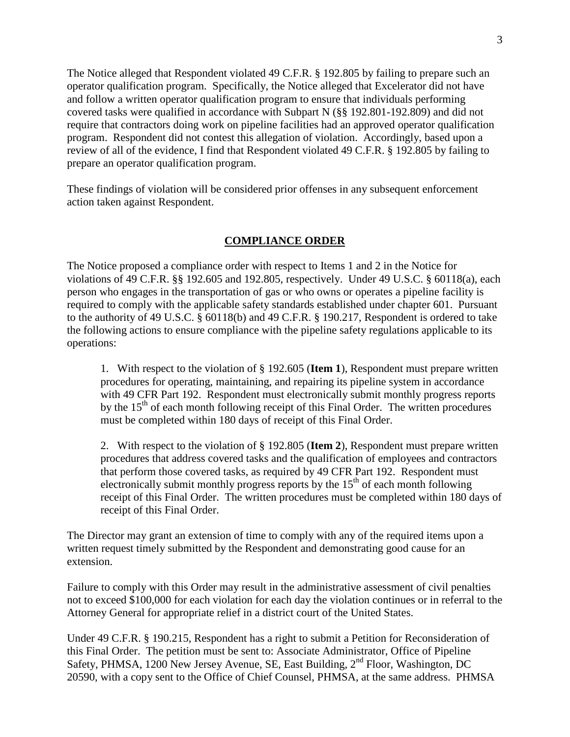The Notice alleged that Respondent violated 49 C.F.R. § 192.805 by failing to prepare such an operator qualification program. Specifically, the Notice alleged that Excelerator did not have and follow a written operator qualification program to ensure that individuals performing covered tasks were qualified in accordance with Subpart N (§§ 192.801-192.809) and did not require that contractors doing work on pipeline facilities had an approved operator qualification program. Respondent did not contest this allegation of violation. Accordingly, based upon a review of all of the evidence, I find that Respondent violated 49 C.F.R. § 192.805 by failing to prepare an operator qualification program.

These findings of violation will be considered prior offenses in any subsequent enforcement action taken against Respondent.

## COMPLIANCE ORDER

The Notice proposed a compliance order with respect to Items 1 and 2 in the Notice for violations of 49 C.F.R. §§ 192.605 and 192.805, respectively. Under 49 U.S.C. § 60118(a), each person who engages in the transportation of gas or who owns or operates a pipeline facility is required to comply with the applicable safety standards established under chapter 601. Pursuant to the authority of 49 U.S.C. § 60118(b) and 49 C.F.R. § 190.217, Respondent is ordered to take the following actions to ensure compliance with the pipeline safety regulations applicable to its operations:

1. With respect to the violation of § 192.605 (**Item 1**), Respondent must prepare written procedures for operating, maintaining, and repairing its pipeline system in accordance with 49 CFR Part 192. Respondent must electronically submit monthly progress reports by the 15th of each month following receipt of this Final Order. The written procedures must be completed within 180 days of receipt of this Final Order.

2. With respect to the violation of § 192.805 (**Item 2**), Respondent must prepare written procedures that address covered tasks and the qualification of employees and contractors that perform those covered tasks, as required by 49 CFR Part 192. Respondent must electronically submit monthly progress reports by the 15th of each month following receipt of this Final Order. The written procedures must be completed within 180 days of receipt of this Final Order.

The Director may grant an extension of time to comply with any of the required items upon a written request timely submitted by the Respondent and demonstrating good cause for an extension.

Failure to comply with this Order may result in the administrative assessment of civil penalties not to exceed $100,000 for each violation for each day the violation continues or in referral to the Attorney General for appropriate relief in a district court of the United States.

Under 49 C.F.R. § 190.215, Respondent has a right to submit a Petition for Reconsideration of this Final Order. The petition must be sent to: Associate Administrator, Office of Pipeline Safety, PHMSA, 1200 New Jersey Avenue, SE, East Building, 2nd Floor, Washington, DC 20590, with a copy sent to the Office of Chief Counsel, PHMSA, at the same address. PHMSA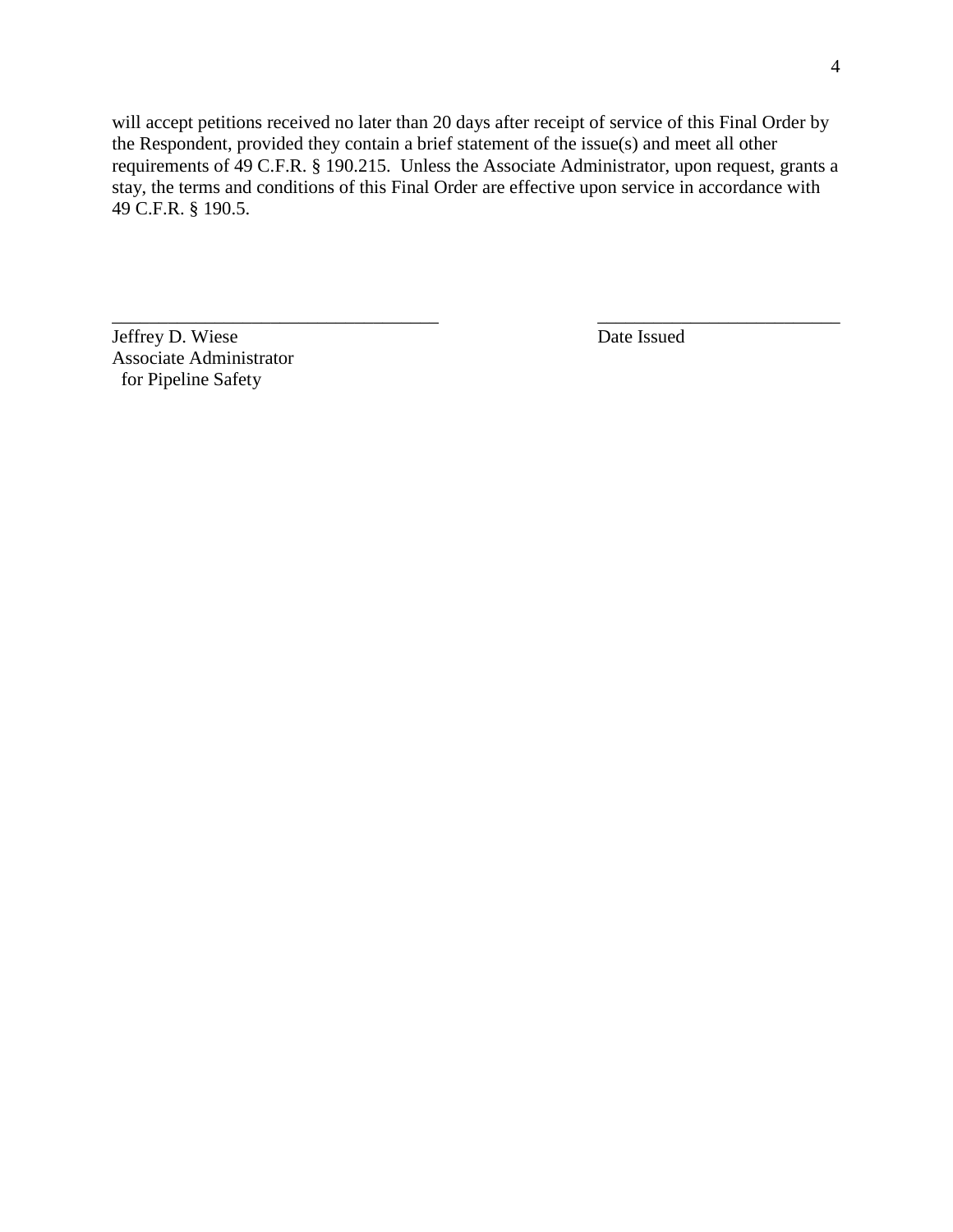will accept petitions received no later than 20 days after receipt of service of this Final Order by the Respondent, provided they contain a brief statement of the issue(s) and meet all other requirements of 49 C.F.R. § 190.215. Unless the Associate Administrator, upon request, grants a stay, the terms and conditions of this Final Order are effective upon service in accordance with 49 C.F.R. § 190.5.

\_\_\_\_\_\_\_\_\_\_\_\_\_\_\_\_\_\_\_\_\_\_\_\_\_\_\_\_\_\_\_\_\_\_\_
Jeffrey D. Wiese
Associate Administrator
for Pipeline Safety

\_\_\_\_\_\_\_\_\_\_\_\_\_\_\_\_\_\_\_\_\_\_\_\_\_\_
Date Issued